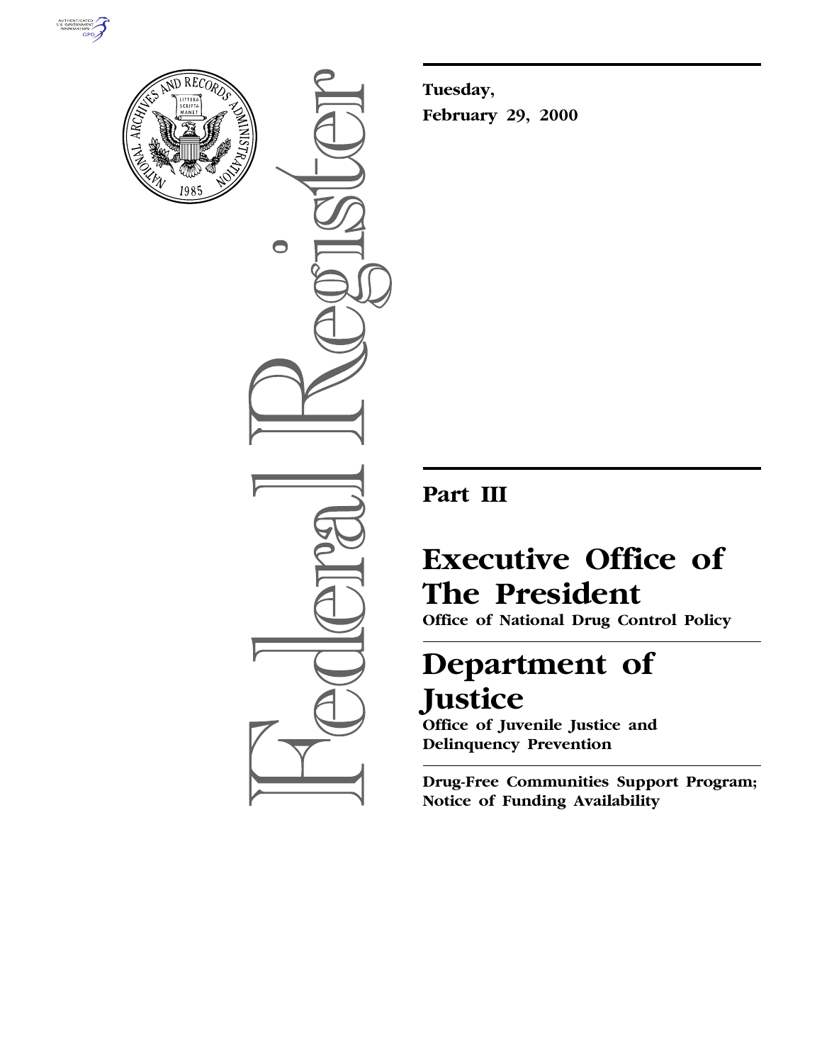Tuesday,

February 29, 2000

# Part III

# Executive Office of The President

## Office of National Drug Control Policy

# Department of Justice

## Office of Juvenile Justice and Delinquency Prevention

**Drug-Free Communities Support Program; Notice of Funding Availability**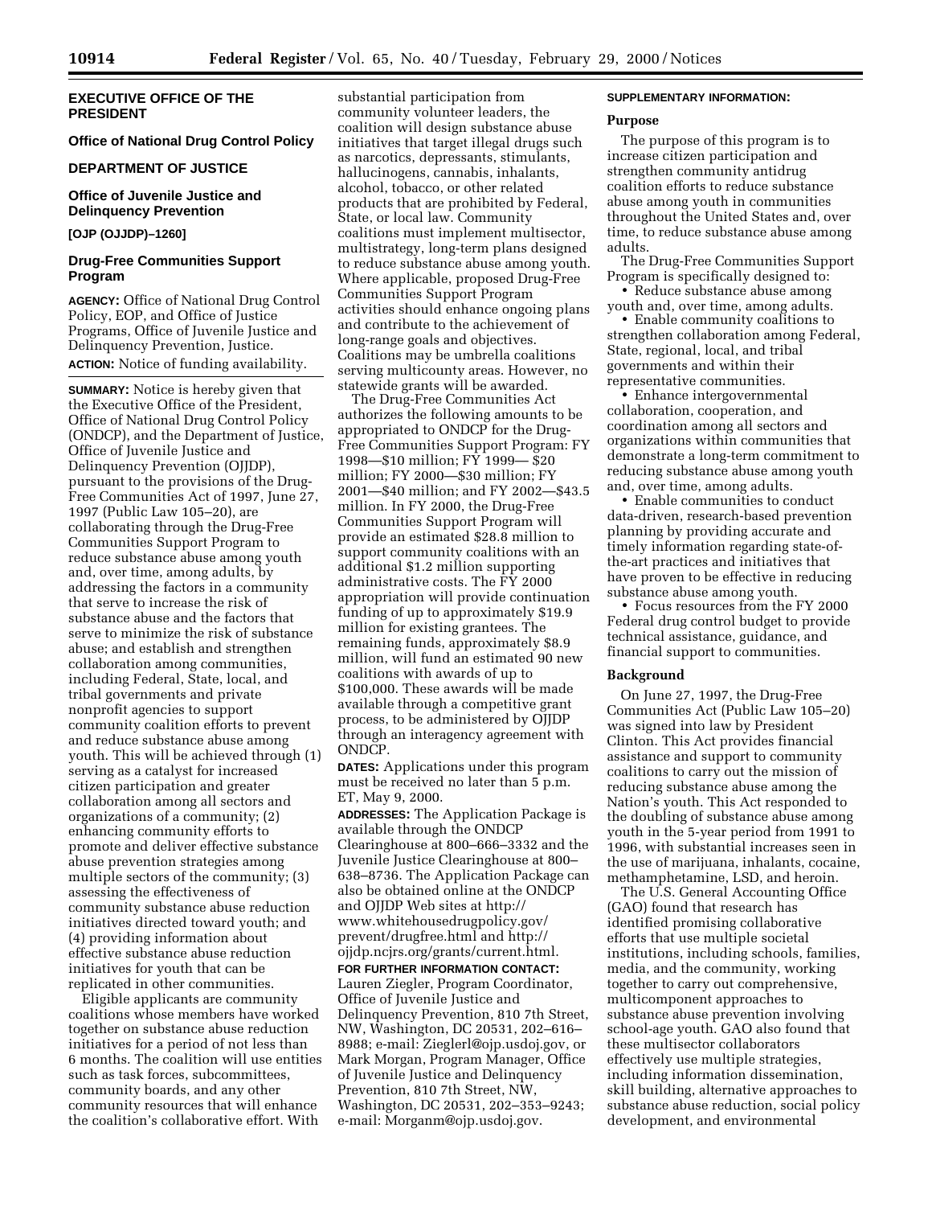## EXECUTIVE OFFICE OF THE PRESIDENT

### Office of National Drug Control Policy

## DEPARTMENT OF JUSTICE

### Office of Juvenile Justice and Delinquency Prevention

**[OJP (OJJDP)–1260]**

### Drug-Free Communities Support Program

**AGENCY:** Office of National Drug Control Policy, EOP, and Office of Justice Programs, Office of Juvenile Justice and Delinquency Prevention, Justice.

**ACTION:** Notice of funding availability.

**SUMMARY:** Notice is hereby given that the Executive Office of the President, Office of National Drug Control Policy (ONDCP), and the Department of Justice, Office of Juvenile Justice and Delinquency Prevention (OJJDP), pursuant to the provisions of the Drug-Free Communities Act of 1997, June 27, 1997 (Public Law 105–20), are collaborating through the Drug-Free Communities Support Program to reduce substance abuse among youth and, over time, among adults, by addressing the factors in a community that serve to increase the risk of substance abuse and the factors that serve to minimize the risk of substance abuse; and establish and strengthen collaboration among communities, including Federal, State, local, and tribal governments and private nonprofit agencies to support community coalition efforts to prevent and reduce substance abuse among youth. This will be achieved through (1) serving as a catalyst for increased citizen participation and greater collaboration among all sectors and organizations of a community; (2) enhancing community efforts to promote and deliver effective substance abuse prevention strategies among multiple sectors of the community; (3) assessing the effectiveness of community substance abuse reduction initiatives directed toward youth; and (4) providing information about effective substance abuse reduction initiatives for youth that can be replicated in other communities.

Eligible applicants are community coalitions whose members have worked together on substance abuse reduction initiatives for a period of not less than 6 months. The coalition will use entities such as task forces, subcommittees, community boards, and any other community resources that will enhance the coalition's collaborative effort. With substantial participation from community volunteer leaders, the coalition will design substance abuse initiatives that target illegal drugs such as narcotics, depressants, stimulants, hallucinogens, cannabis, inhalants, alcohol, tobacco, or other related products that are prohibited by Federal, State, or local law. Community coalitions must implement multisector, multistrategy, long-term plans designed to reduce substance abuse among youth. Where applicable, proposed Drug-Free Communities Support Program activities should enhance ongoing plans and contribute to the achievement of long-range goals and objectives. Coalitions may be umbrella coalitions serving multicounty areas. However, no statewide grants will be awarded.

The Drug-Free Communities Act authorizes the following amounts to be appropriated to ONDCP for the Drug-Free Communities Support Program: FY 1998—$10 million; FY 1999— $20 million; FY 2000—$30 million; FY 2001—$40 million; and FY 2002—$43.5 million. In FY 2000, the Drug-Free Communities Support Program will provide an estimated $28.8 million to support community coalitions with an additional $1.2 million supporting administrative costs. The FY 2000 appropriation will provide continuation funding of up to approximately $19.9 million for existing grantees. The remaining funds, approximately $8.9 million, will fund an estimated 90 new coalitions with awards of up to $100,000. These awards will be made available through a competitive grant process, to be administered by OJJDP through an interagency agreement with ONDCP.

**DATES:** Applications under this program must be received no later than 5 p.m. ET, May 9, 2000.

**ADDRESSES:** The Application Package is available through the ONDCP Clearinghouse at 800–666–3332 and the Juvenile Justice Clearinghouse at 800–638–8736. The Application Package can also be obtained online at the ONDCP and OJJDP Web sites at http://www.whitehousedrugpolicy.gov/prevent/drugfree.html and http://ojjdp.ncjrs.org/grants/current.html.

**FOR FURTHER INFORMATION CONTACT:** Lauren Ziegler, Program Coordinator, Office of Juvenile Justice and Delinquency Prevention, 810 7th Street, NW, Washington, DC 20531, 202–616–8988; e-mail: Zieglerl@ojp.usdoj.gov, or Mark Morgan, Program Manager, Office of Juvenile Justice and Delinquency Prevention, 810 7th Street, NW, Washington, DC 20531, 202–353–9243; e-mail: Morganm@ojp.usdoj.gov.

**SUPPLEMENTARY INFORMATION:**

### Purpose

The purpose of this program is to increase citizen participation and strengthen community antidrug coalition efforts to reduce substance abuse among youth in communities throughout the United States and, over time, to reduce substance abuse among adults.

The Drug-Free Communities Support Program is specifically designed to:

- Reduce substance abuse among youth and, over time, among adults.
- Enable community coalitions to strengthen collaboration among Federal, State, regional, local, and tribal governments and within their representative communities.
- Enhance intergovernmental collaboration, cooperation, and coordination among all sectors and organizations within communities that demonstrate a long-term commitment to reducing substance abuse among youth and, over time, among adults.
- Enable communities to conduct data-driven, research-based prevention planning by providing accurate and timely information regarding state-of-the-art practices and initiatives that have proven to be effective in reducing substance abuse among youth.
- Focus resources from the FY 2000 Federal drug control budget to provide technical assistance, guidance, and financial support to communities.

### Background

On June 27, 1997, the Drug-Free Communities Act (Public Law 105–20) was signed into law by President Clinton. This Act provides financial assistance and support to community coalitions to carry out the mission of reducing substance abuse among the Nation's youth. This Act responded to the doubling of substance abuse among youth in the 5-year period from 1991 to 1996, with substantial increases seen in the use of marijuana, inhalants, cocaine, methamphetamine, LSD, and heroin.

The U.S. General Accounting Office (GAO) found that research has identified promising collaborative efforts that use multiple societal institutions, including schools, families, media, and the community, working together to carry out comprehensive, multicomponent approaches to substance abuse prevention involving school-age youth. GAO also found that these multisector collaborators effectively use multiple strategies, including information dissemination, skill building, alternative approaches to substance abuse reduction, social policy development, and environmental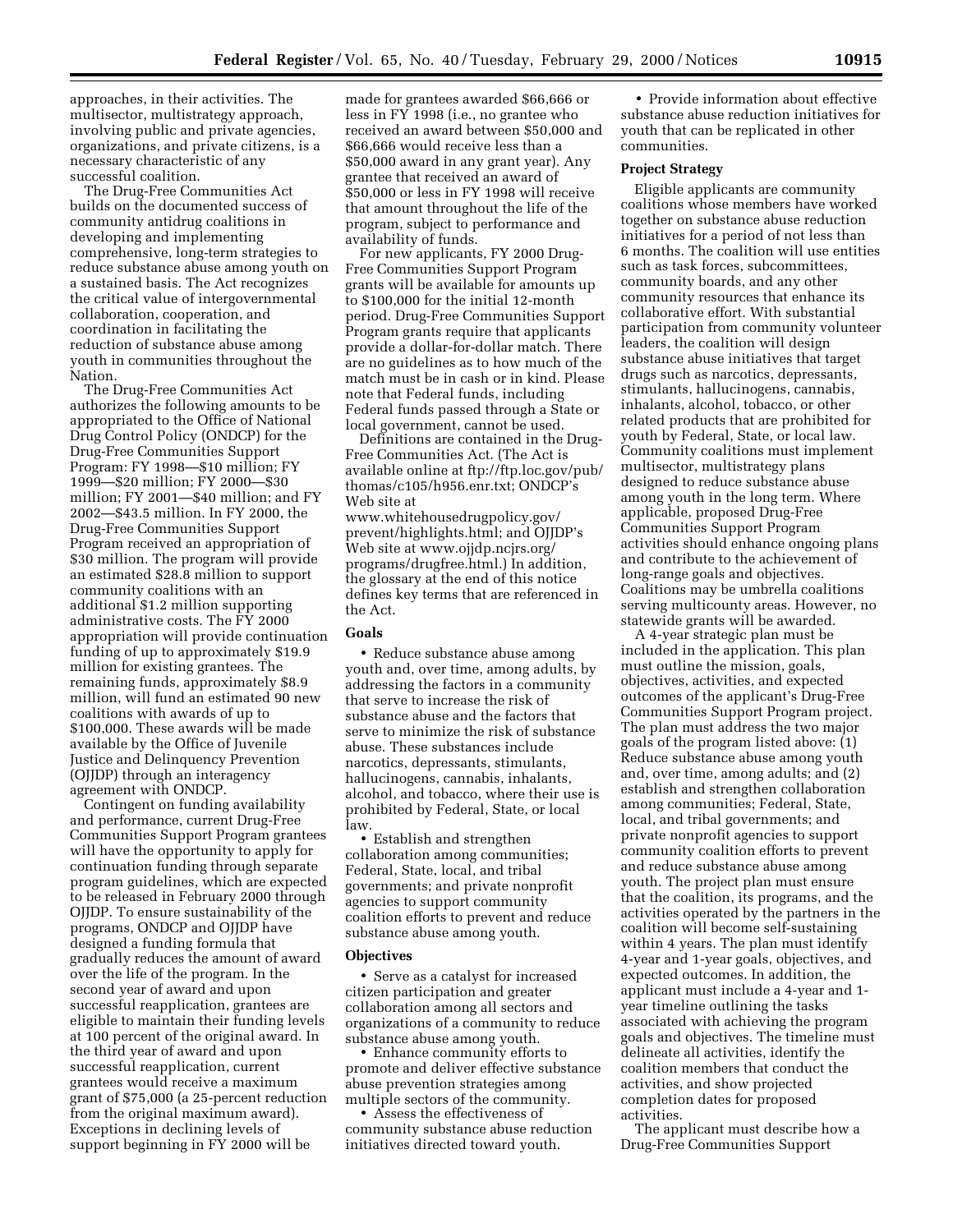approaches, in their activities. The multisector, multistrategy approach, involving public and private agencies, organizations, and private citizens, is a necessary characteristic of any successful coalition.

The Drug-Free Communities Act builds on the documented success of community antidrug coalitions in developing and implementing comprehensive, long-term strategies to reduce substance abuse among youth on a sustained basis. The Act recognizes the critical value of intergovernmental collaboration, cooperation, and coordination in facilitating the reduction of substance abuse among youth in communities throughout the Nation.

The Drug-Free Communities Act authorizes the following amounts to be appropriated to the Office of National Drug Control Policy (ONDCP) for the Drug-Free Communities Support Program: FY 1998—$10 million; FY 1999—$20 million; FY 2000—$30 million; FY 2001—$40 million; and FY 2002—$43.5 million. In FY 2000, the Drug-Free Communities Support Program received an appropriation of $30 million. The program will provide an estimated $28.8 million to support community coalitions with an additional $1.2 million supporting administrative costs. The FY 2000 appropriation will provide continuation funding of up to approximately $19.9 million for existing grantees. The remaining funds, approximately $8.9 million, will fund an estimated 90 new coalitions with awards of up to $100,000. These awards will be made available by the Office of Juvenile Justice and Delinquency Prevention (OJJDP) through an interagency agreement with ONDCP.

Contingent on funding availability and performance, current Drug-Free Communities Support Program grantees will have the opportunity to apply for continuation funding through separate program guidelines, which are expected to be released in February 2000 through OJJDP. To ensure sustainability of the programs, ONDCP and OJJDP have designed a funding formula that gradually reduces the amount of award over the life of the program. In the second year of award and upon successful reapplication, grantees are eligible to maintain their funding levels at 100 percent of the original award. In the third year of award and upon successful reapplication, current grantees would receive a maximum grant of $75,000 (a 25-percent reduction from the original maximum award). Exceptions in declining levels of support beginning in FY 2000 will be made for grantees awarded $66,666 or less in FY 1998 (i.e., no grantee who received an award between $50,000 and $66,666 would receive less than a $50,000 award in any grant year). Any grantee that received an award of $50,000 or less in FY 1998 will receive that amount throughout the life of the program, subject to performance and availability of funds.

For new applicants, FY 2000 Drug-Free Communities Support Program grants will be available for amounts up to $100,000 for the initial 12-month period. Drug-Free Communities Support Program grants require that applicants provide a dollar-for-dollar match. There are no guidelines as to how much of the match must be in cash or in kind. Please note that Federal funds, including Federal funds passed through a State or local government, cannot be used.

Definitions are contained in the Drug-Free Communities Act. (The Act is available online at ftp://ftp.loc.gov/pub/thomas/c105/h956.enr.txt; ONDCP's Web site at www.whitehousedrugpolicy.gov/prevent/highlights.html; and OJJDP's Web site at www.ojjdp.ncjrs.org/programs/drugfree.html.) In addition, the glossary at the end of this notice defines key terms that are referenced in the Act.

## Goals

- Reduce substance abuse among youth and, over time, among adults, by addressing the factors in a community that serve to increase the risk of substance abuse and the factors that serve to minimize the risk of substance abuse. These substances include narcotics, depressants, stimulants, hallucinogens, cannabis, inhalants, alcohol, and tobacco, where their use is prohibited by Federal, State, or local law.
- Establish and strengthen collaboration among communities; Federal, State, local, and tribal governments; and private nonprofit agencies to support community coalition efforts to prevent and reduce substance abuse among youth.

## Objectives

- Serve as a catalyst for increased citizen participation and greater collaboration among all sectors and organizations of a community to reduce substance abuse among youth.
- Enhance community efforts to promote and deliver effective substance abuse prevention strategies among multiple sectors of the community.
- Assess the effectiveness of community substance abuse reduction initiatives directed toward youth.
- Provide information about effective substance abuse reduction initiatives for youth that can be replicated in other communities.

## Project Strategy

Eligible applicants are community coalitions whose members have worked together on substance abuse reduction initiatives for a period of not less than 6 months. The coalition will use entities such as task forces, subcommittees, community boards, and any other community resources that enhance its collaborative effort. With substantial participation from community volunteer leaders, the coalition will design substance abuse initiatives that target drugs such as narcotics, depressants, stimulants, hallucinogens, cannabis, inhalants, alcohol, tobacco, or other related products that are prohibited for youth by Federal, State, or local law. Community coalitions must implement multisector, multistrategy plans designed to reduce substance abuse among youth in the long term. Where applicable, proposed Drug-Free Communities Support Program activities should enhance ongoing plans and contribute to the achievement of long-range goals and objectives. Coalitions may be umbrella coalitions serving multicounty areas. However, no statewide grants will be awarded.

A 4-year strategic plan must be included in the application. This plan must outline the mission, goals, objectives, activities, and expected outcomes of the applicant's Drug-Free Communities Support Program project. The plan must address the two major goals of the program listed above: (1) Reduce substance abuse among youth and, over time, among adults; and (2) establish and strengthen collaboration among communities; Federal, State, local, and tribal governments; and private nonprofit agencies to support community coalition efforts to prevent and reduce substance abuse among youth. The project plan must ensure that the coalition, its programs, and the activities operated by the partners in the coalition will become self-sustaining within 4 years. The plan must identify 4-year and 1-year goals, objectives, and expected outcomes. In addition, the applicant must include a 4-year and 1-year timeline outlining the tasks associated with achieving the program goals and objectives. The timeline must delineate all activities, identify the coalition members that conduct the activities, and show projected completion dates for proposed activities.

The applicant must describe how a Drug-Free Communities Support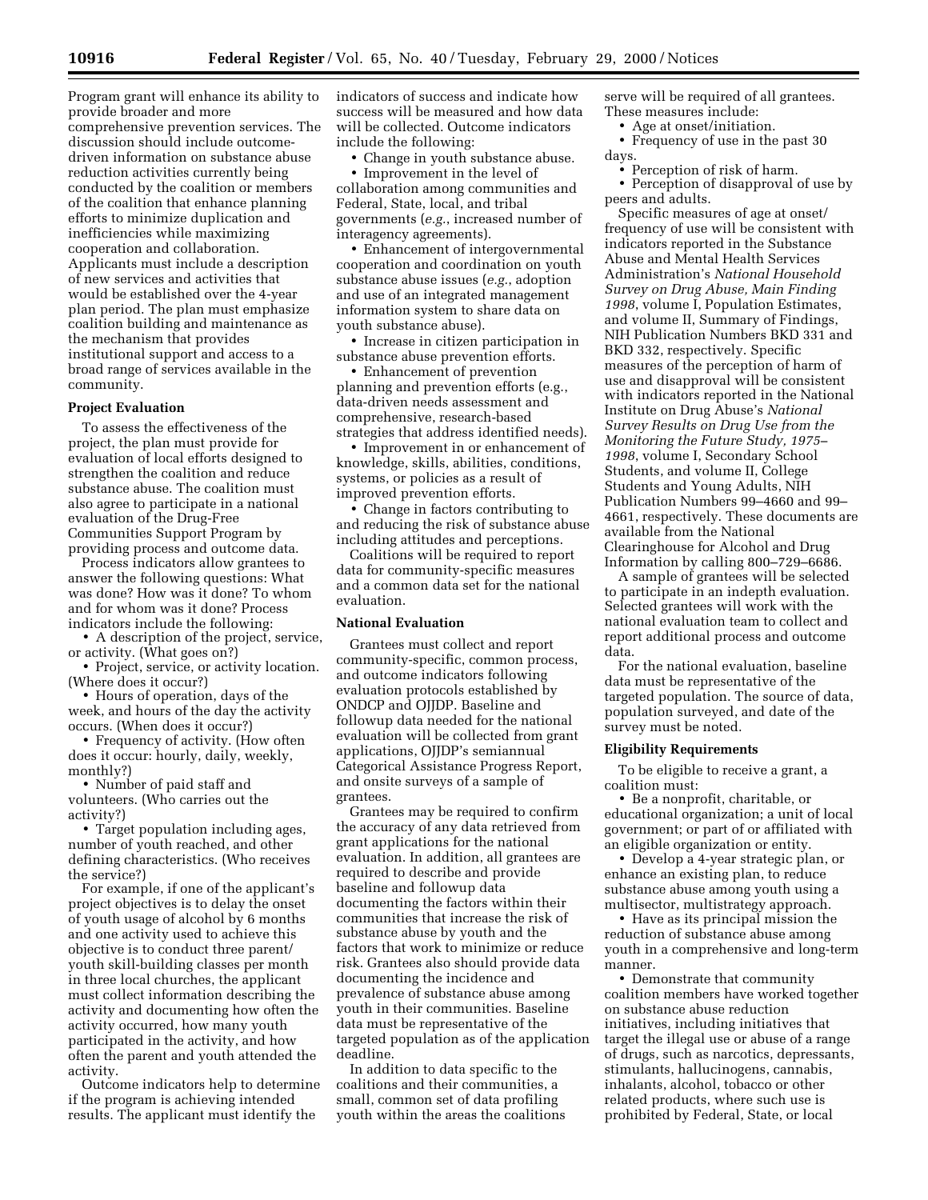Program grant will enhance its ability to provide broader and more comprehensive prevention services. The discussion should include outcome-driven information on substance abuse reduction activities currently being conducted by the coalition or members of the coalition that enhance planning efforts to minimize duplication and inefficiencies while maximizing cooperation and collaboration. Applicants must include a description of new services and activities that would be established over the 4-year plan period. The plan must emphasize coalition building and maintenance as the mechanism that provides institutional support and access to a broad range of services available in the community.

**Project Evaluation**

To assess the effectiveness of the project, the plan must provide for evaluation of local efforts designed to strengthen the coalition and reduce substance abuse. The coalition must also agree to participate in a national evaluation of the Drug-Free Communities Support Program by providing process and outcome data.

Process indicators allow grantees to answer the following questions: What was done? How was it done? To whom and for whom was it done? Process indicators include the following:

- A description of the project, service, or activity. (What goes on?)
- Project, service, or activity location. (Where does it occur?)
- Hours of operation, days of the week, and hours of the day the activity occurs. (When does it occur?)
- Frequency of activity. (How often does it occur: hourly, daily, weekly, monthly?)
- Number of paid staff and volunteers. (Who carries out the activity?)
- Target population including ages, number of youth reached, and other defining characteristics. (Who receives the service?)

For example, if one of the applicant's project objectives is to delay the onset of youth usage of alcohol by 6 months and one activity used to achieve this objective is to conduct three parent/youth skill-building classes per month in three local churches, the applicant must collect information describing the activity and documenting how often the activity occurred, how many youth participated in the activity, and how often the parent and youth attended the activity.

Outcome indicators help to determine if the program is achieving intended results. The applicant must identify the indicators of success and indicate how success will be measured and how data will be collected. Outcome indicators include the following:

- Change in youth substance abuse.
- Improvement in the level of collaboration among communities and Federal, State, local, and tribal governments (*e.g.*, increased number of interagency agreements).
- Enhancement of intergovernmental cooperation and coordination on youth substance abuse issues (*e.g.*, adoption and use of an integrated management information system to share data on youth substance abuse).
- Increase in citizen participation in substance abuse prevention efforts.
- Enhancement of prevention planning and prevention efforts (e.g., data-driven needs assessment and comprehensive, research-based strategies that address identified needs).
- Improvement in or enhancement of knowledge, skills, abilities, conditions, systems, or policies as a result of improved prevention efforts.
- Change in factors contributing to and reducing the risk of substance abuse including attitudes and perceptions.

Coalitions will be required to report data for community-specific measures and a common data set for the national evaluation.

**National Evaluation**

Grantees must collect and report community-specific, common process, and outcome indicators following evaluation protocols established by ONDCP and OJJDP. Baseline and followup data needed for the national evaluation will be collected from grant applications, OJJDP's semiannual Categorical Assistance Progress Report, and onsite surveys of a sample of grantees.

Grantees may be required to confirm the accuracy of any data retrieved from grant applications for the national evaluation. In addition, all grantees are required to describe and provide baseline and followup data documenting the factors within their communities that increase the risk of substance abuse by youth and the factors that work to minimize or reduce risk. Grantees also should provide data documenting the incidence and prevalence of substance abuse among youth in their communities. Baseline data must be representative of the targeted population as of the application deadline.

In addition to data specific to the coalitions and their communities, a small, common set of data profiling youth within the areas the coalitions serve will be required of all grantees. These measures include:

- Age at onset/initiation.
- Frequency of use in the past 30 days.
- Perception of risk of harm.
- Perception of disapproval of use by peers and adults.

Specific measures of age at onset/frequency of use will be consistent with indicators reported in the Substance Abuse and Mental Health Services Administration's *National Household Survey on Drug Abuse, Main Finding 1998*, volume I, Population Estimates, and volume II, Summary of Findings, NIH Publication Numbers BKD 331 and BKD 332, respectively. Specific measures of the perception of harm of use and disapproval will be consistent with indicators reported in the National Institute on Drug Abuse's *National Survey Results on Drug Use from the Monitoring the Future Study, 1975–1998*, volume I, Secondary School Students, and volume II, College Students and Young Adults, NIH Publication Numbers 99–4660 and 99–4661, respectively. These documents are available from the National Clearinghouse for Alcohol and Drug Information by calling 800–729–6686.

A sample of grantees will be selected to participate in an indepth evaluation. Selected grantees will work with the national evaluation team to collect and report additional process and outcome data.

For the national evaluation, baseline data must be representative of the targeted population. The source of data, population surveyed, and date of the survey must be noted.

**Eligibility Requirements**

To be eligible to receive a grant, a coalition must:

- Be a nonprofit, charitable, or educational organization; a unit of local government; or part of or affiliated with an eligible organization or entity.
- Develop a 4-year strategic plan, or enhance an existing plan, to reduce substance abuse among youth using a multisector, multistrategy approach.
- Have as its principal mission the reduction of substance abuse among youth in a comprehensive and long-term manner.
- Demonstrate that community coalition members have worked together on substance abuse reduction initiatives, including initiatives that target the illegal use or abuse of a range of drugs, such as narcotics, depressants, stimulants, hallucinogens, cannabis, inhalants, alcohol, tobacco or other related products, where such use is prohibited by Federal, State, or local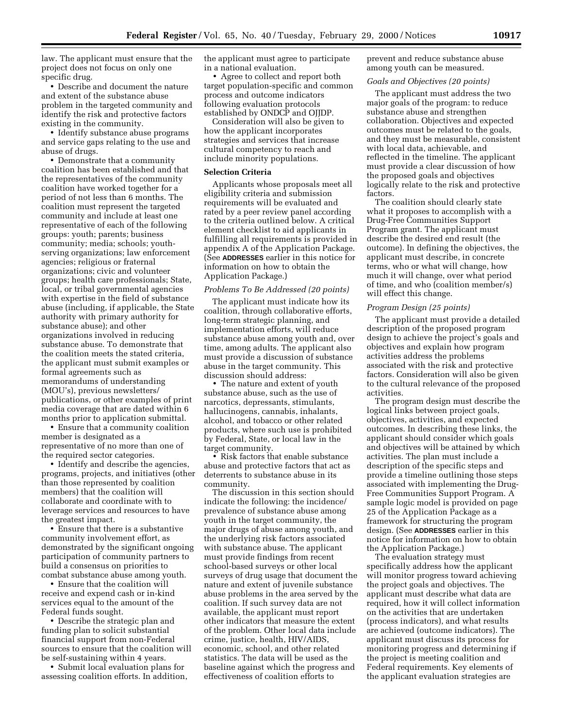law. The applicant must ensure that the project does not focus on only one specific drug.

- Describe and document the nature and extent of the substance abuse problem in the targeted community and identify the risk and protective factors existing in the community.
- Identify substance abuse programs and service gaps relating to the use and abuse of drugs.
- Demonstrate that a community coalition has been established and that the representatives of the community coalition have worked together for a period of not less than 6 months. The coalition must represent the targeted community and include at least one representative of each of the following groups: youth; parents; business community; media; schools; youth-serving organizations; law enforcement agencies; religious or fraternal organizations; civic and volunteer groups; health care professionals; State, local, or tribal governmental agencies with expertise in the field of substance abuse (including, if applicable, the State authority with primary authority for substance abuse); and other organizations involved in reducing substance abuse. To demonstrate that the coalition meets the stated criteria, the applicant must submit examples or formal agreements such as memorandums of understanding (MOU's), previous newsletters/publications, or other examples of print media coverage that are dated within 6 months prior to application submittal.
- Ensure that a community coalition member is designated as a representative of no more than one of the required sector categories.
- Identify and describe the agencies, programs, projects, and initiatives (other than those represented by coalition members) that the coalition will collaborate and coordinate with to leverage services and resources to have the greatest impact.
- Ensure that there is a substantive community involvement effort, as demonstrated by the significant ongoing participation of community partners to build a consensus on priorities to combat substance abuse among youth.
- Ensure that the coalition will receive and expend cash or in-kind services equal to the amount of the Federal funds sought.
- Describe the strategic plan and funding plan to solicit substantial financial support from non-Federal sources to ensure that the coalition will be self-sustaining within 4 years.
- Submit local evaluation plans for assessing coalition efforts. In addition, the applicant must agree to participate in a national evaluation.
- Agree to collect and report both target population-specific and common process and outcome indicators following evaluation protocols established by ONDCP and OJJDP.

Consideration will also be given to how the applicant incorporates strategies and services that increase cultural competency to reach and include minority populations.

**Selection Criteria**

Applicants whose proposals meet all eligibility criteria and submission requirements will be evaluated and rated by a peer review panel according to the criteria outlined below. A critical element checklist to aid applicants in fulfilling all requirements is provided in appendix A of the Application Package. (See ADDRESSES earlier in this notice for information on how to obtain the Application Package.)

*Problems To Be Addressed (20 points)*

The applicant must indicate how its coalition, through collaborative efforts, long-term strategic planning, and implementation efforts, will reduce substance abuse among youth and, over time, among adults. The applicant also must provide a discussion of substance abuse in the target community. This discussion should address:

- The nature and extent of youth substance abuse, such as the use of narcotics, depressants, stimulants, hallucinogens, cannabis, inhalants, alcohol, and tobacco or other related products, where such use is prohibited by Federal, State, or local law in the target community.
- Risk factors that enable substance abuse and protective factors that act as deterrents to substance abuse in its community.

The discussion in this section should indicate the following: the incidence/prevalence of substance abuse among youth in the target community, the major drugs of abuse among youth, and the underlying risk factors associated with substance abuse. The applicant must provide findings from recent school-based surveys or other local surveys of drug usage that document the nature and extent of juvenile substance abuse problems in the area served by the coalition. If such survey data are not available, the applicant must report other indicators that measure the extent of the problem. Other local data include crime, justice, health, HIV/AIDS, economic, school, and other related statistics. The data will be used as the baseline against which the progress and effectiveness of coalition efforts to prevent and reduce substance abuse among youth can be measured.

*Goals and Objectives (20 points)*

The applicant must address the two major goals of the program: to reduce substance abuse and strengthen collaboration. Objectives and expected outcomes must be related to the goals, and they must be measurable, consistent with local data, achievable, and reflected in the timeline. The applicant must provide a clear discussion of how the proposed goals and objectives logically relate to the risk and protective factors.

The coalition should clearly state what it proposes to accomplish with a Drug-Free Communities Support Program grant. The applicant must describe the desired end result (the outcome). In defining the objectives, the applicant must describe, in concrete terms, who or what will change, how much it will change, over what period of time, and who (coalition member/s) will effect this change.

*Program Design (25 points)*

The applicant must provide a detailed description of the proposed program design to achieve the project's goals and objectives and explain how program activities address the problems associated with the risk and protective factors. Consideration will also be given to the cultural relevance of the proposed activities.

The program design must describe the logical links between project goals, objectives, activities, and expected outcomes. In describing these links, the applicant should consider which goals and objectives will be attained by which activities. The plan must include a description of the specific steps and provide a timeline outlining those steps associated with implementing the Drug-Free Communities Support Program. A sample logic model is provided on page 25 of the Application Package as a framework for structuring the program design. (See ADDRESSES earlier in this notice for information on how to obtain the Application Package.)

The evaluation strategy must specifically address how the applicant will monitor progress toward achieving the project goals and objectives. The applicant must describe what data are required, how it will collect information on the activities that are undertaken (process indicators), and what results are achieved (outcome indicators). The applicant must discuss its process for monitoring progress and determining if the project is meeting coalition and Federal requirements. Key elements of the applicant evaluation strategies are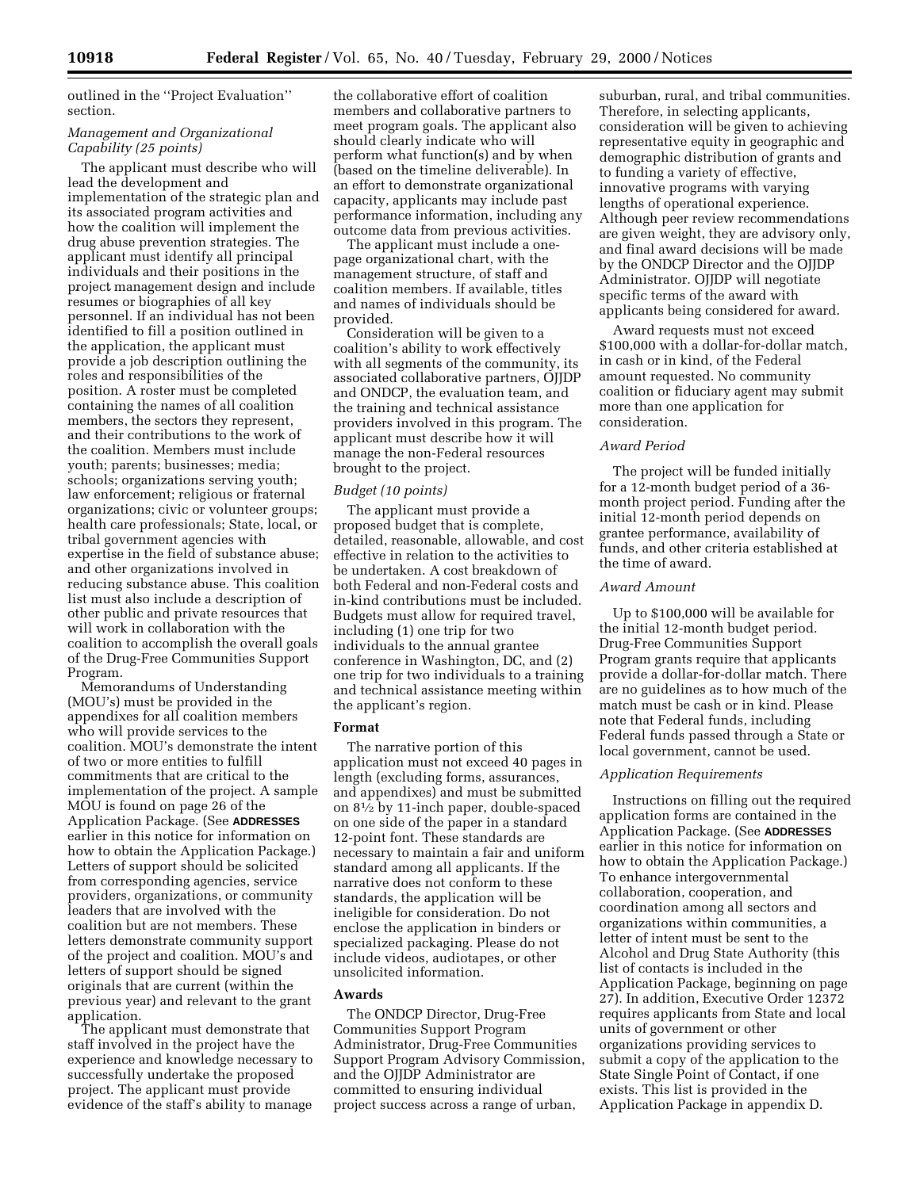outlined in the ''Project Evaluation'' section.

*Management and Organizational Capability (25 points)*

The applicant must describe who will lead the development and implementation of the strategic plan and its associated program activities and how the coalition will implement the drug abuse prevention strategies. The applicant must identify all principal individuals and their positions in the project management design and include resumes or biographies of all key personnel. If an individual has not been identified to fill a position outlined in the application, the applicant must provide a job description outlining the roles and responsibilities of the position. A roster must be completed containing the names of all coalition members, the sectors they represent, and their contributions to the work of the coalition. Members must include youth; parents; businesses; media; schools; organizations serving youth; law enforcement; religious or fraternal organizations; civic or volunteer groups; health care professionals; State, local, or tribal government agencies with expertise in the field of substance abuse; and other organizations involved in reducing substance abuse. This coalition list must also include a description of other public and private resources that will work in collaboration with the coalition to accomplish the overall goals of the Drug-Free Communities Support Program.

Memorandums of Understanding (MOU's) must be provided in the appendixes for all coalition members who will provide services to the coalition. MOU's demonstrate the intent of two or more entities to fulfill commitments that are critical to the implementation of the project. A sample MOU is found on page 26 of the Application Package. (See **ADDRESSES** earlier in this notice for information on how to obtain the Application Package.) Letters of support should be solicited from corresponding agencies, service providers, organizations, or community leaders that are involved with the coalition but are not members. These letters demonstrate community support of the project and coalition. MOU's and letters of support should be signed originals that are current (within the previous year) and relevant to the grant application.

The applicant must demonstrate that staff involved in the project have the experience and knowledge necessary to successfully undertake the proposed project. The applicant must provide evidence of the staff's ability to manage the collaborative effort of coalition members and collaborative partners to meet program goals. The applicant also should clearly indicate who will perform what function(s) and by when (based on the timeline deliverable). In an effort to demonstrate organizational capacity, applicants may include past performance information, including any outcome data from previous activities.

The applicant must include a one-page organizational chart, with the management structure, of staff and coalition members. If available, titles and names of individuals should be provided.

Consideration will be given to a coalition's ability to work effectively with all segments of the community, its associated collaborative partners, OJJDP and ONDCP, the evaluation team, and the training and technical assistance providers involved in this program. The applicant must describe how it will manage the non-Federal resources brought to the project.

*Budget (10 points)*

The applicant must provide a proposed budget that is complete, detailed, reasonable, allowable, and cost effective in relation to the activities to be undertaken. A cost breakdown of both Federal and non-Federal costs and in-kind contributions must be included. Budgets must allow for required travel, including (1) one trip for two individuals to the annual grantee conference in Washington, DC, and (2) one trip for two individuals to a training and technical assistance meeting within the applicant's region.

## Format

The narrative portion of this application must not exceed 40 pages in length (excluding forms, assurances, and appendixes) and must be submitted on 8½ by 11-inch paper, double-spaced on one side of the paper in a standard 12-point font. These standards are necessary to maintain a fair and uniform standard among all applicants. If the narrative does not conform to these standards, the application will be ineligible for consideration. Do not enclose the application in binders or specialized packaging. Please do not include videos, audiotapes, or other unsolicited information.

## Awards

The ONDCP Director, Drug-Free Communities Support Program Administrator, Drug-Free Communities Support Program Advisory Commission, and the OJJDP Administrator are committed to ensuring individual project success across a range of urban, suburban, rural, and tribal communities. Therefore, in selecting applicants, consideration will be given to achieving representative equity in geographic and demographic distribution of grants and to funding a variety of effective, innovative programs with varying lengths of operational experience. Although peer review recommendations are given weight, they are advisory only, and final award decisions will be made by the ONDCP Director and the OJJDP Administrator. OJJDP will negotiate specific terms of the award with applicants being considered for award.

Award requests must not exceed $100,000 with a dollar-for-dollar match, in cash or in kind, of the Federal amount requested. No community coalition or fiduciary agent may submit more than one application for consideration.

*Award Period*

The project will be funded initially for a 12-month budget period of a 36-month project period. Funding after the initial 12-month period depends on grantee performance, availability of funds, and other criteria established at the time of award.

*Award Amount*

Up to $100,000 will be available for the initial 12-month budget period. Drug-Free Communities Support Program grants require that applicants provide a dollar-for-dollar match. There are no guidelines as to how much of the match must be cash or in kind. Please note that Federal funds, including Federal funds passed through a State or local government, cannot be used.

*Application Requirements*

Instructions on filling out the required application forms are contained in the Application Package. (See **ADDRESSES** earlier in this notice for information on how to obtain the Application Package.) To enhance intergovernmental collaboration, cooperation, and coordination among all sectors and organizations within communities, a letter of intent must be sent to the Alcohol and Drug State Authority (this list of contacts is included in the Application Package, beginning on page 27). In addition, Executive Order 12372 requires applicants from State and local units of government or other organizations providing services to submit a copy of the application to the State Single Point of Contact, if one exists. This list is provided in the Application Package in appendix D.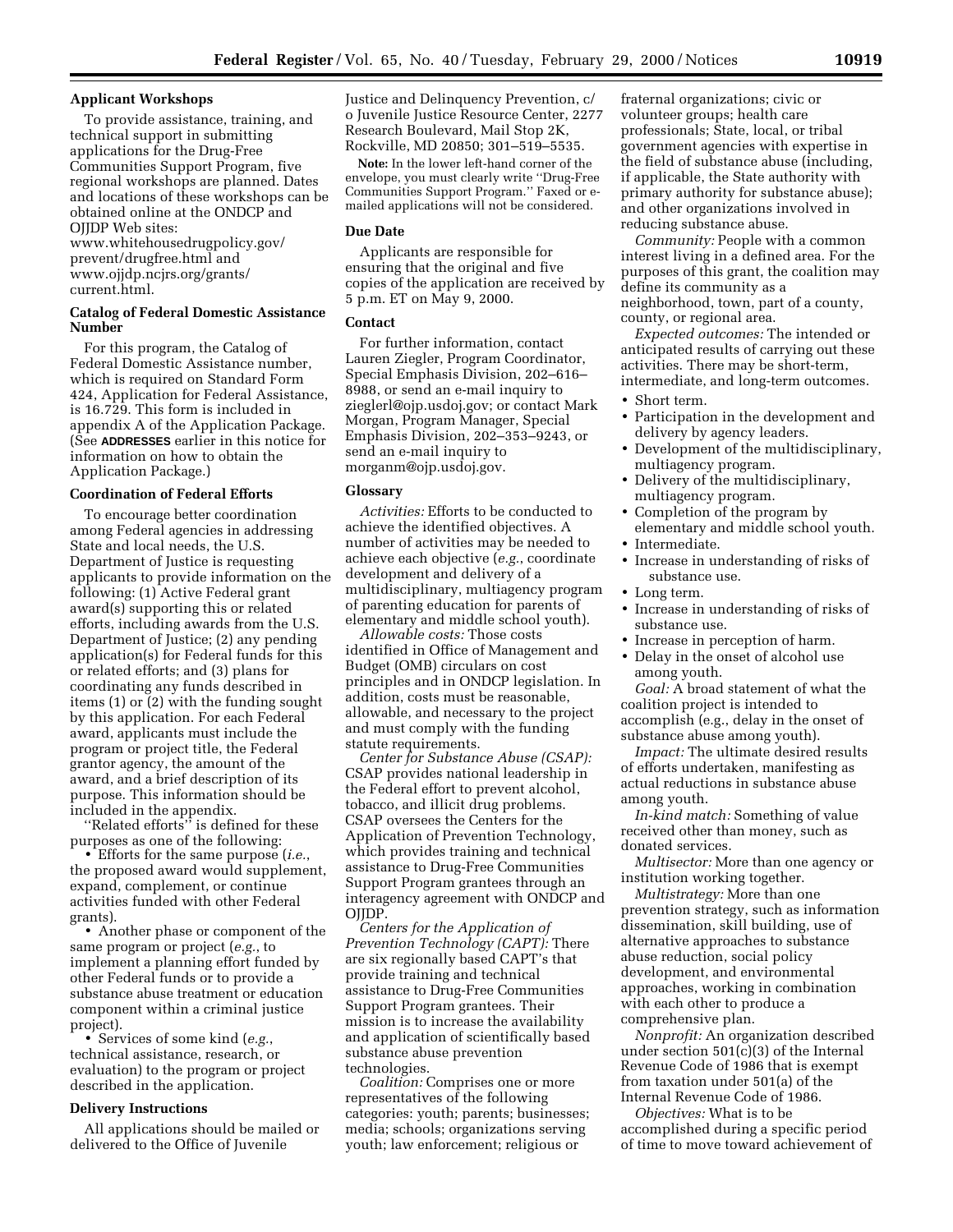### Applicant Workshops

To provide assistance, training, and technical support in submitting applications for the Drug-Free Communities Support Program, five regional workshops are planned. Dates and locations of these workshops can be obtained online at the ONDCP and OJJDP Web sites: www.whitehousedrugpolicy.gov/prevent/drugfree.html and www.ojjdp.ncjrs.org/grants/current.html.

### Catalog of Federal Domestic Assistance Number

For this program, the Catalog of Federal Domestic Assistance number, which is required on Standard Form 424, Application for Federal Assistance, is 16.729. This form is included in appendix A of the Application Package. (See **ADDRESSES** earlier in this notice for information on how to obtain the Application Package.)

### Coordination of Federal Efforts

To encourage better coordination among Federal agencies in addressing State and local needs, the U.S. Department of Justice is requesting applicants to provide information on the following: (1) Active Federal grant award(s) supporting this or related efforts, including awards from the U.S. Department of Justice; (2) any pending application(s) for Federal funds for this or related efforts; and (3) plans for coordinating any funds described in items (1) or (2) with the funding sought by this application. For each Federal award, applicants must include the program or project title, the Federal grantor agency, the amount of the award, and a brief description of its purpose. This information should be included in the appendix.

''Related efforts'' is defined for these purposes as one of the following:

- Efforts for the same purpose (*i.e.*, the proposed award would supplement, expand, complement, or continue activities funded with other Federal grants).
- Another phase or component of the same program or project (*e.g.*, to implement a planning effort funded by other Federal funds or to provide a substance abuse treatment or education component within a criminal justice project).
- Services of some kind (*e.g.*, technical assistance, research, or evaluation) to the program or project described in the application.

### Delivery Instructions

All applications should be mailed or delivered to the Office of Juvenile Justice and Delinquency Prevention, c/o Juvenile Justice Resource Center, 2277 Research Boulevard, Mail Stop 2K, Rockville, MD 20850; 301–519–5535.

**Note:** In the lower left-hand corner of the envelope, you must clearly write ''Drug-Free Communities Support Program.'' Faxed or e-mailed applications will not be considered.

### Due Date

Applicants are responsible for ensuring that the original and five copies of the application are received by 5 p.m. ET on May 9, 2000.

### Contact

For further information, contact Lauren Ziegler, Program Coordinator, Special Emphasis Division, 202–616–8988, or send an e-mail inquiry to zieglerl@ojp.usdoj.gov; or contact Mark Morgan, Program Manager, Special Emphasis Division, 202–353–9243, or send an e-mail inquiry to morganm@ojp.usdoj.gov.

### Glossary

*Activities:* Efforts to be conducted to achieve the identified objectives. A number of activities may be needed to achieve each objective (*e.g.*, coordinate development and delivery of a multidisciplinary, multiagency program of parenting education for parents of elementary and middle school youth).

*Allowable costs:* Those costs identified in Office of Management and Budget (OMB) circulars on cost principles and in ONDCP legislation. In addition, costs must be reasonable, allowable, and necessary to the project and must comply with the funding statute requirements.

*Center for Substance Abuse (CSAP):* CSAP provides national leadership in the Federal effort to prevent alcohol, tobacco, and illicit drug problems. CSAP oversees the Centers for the Application of Prevention Technology, which provides training and technical assistance to Drug-Free Communities Support Program grantees through an interagency agreement with ONDCP and OJJDP.

*Centers for the Application of Prevention Technology (CAPT):* There are six regionally based CAPT's that provide training and technical assistance to Drug-Free Communities Support Program grantees. Their mission is to increase the availability and application of scientifically based substance abuse prevention technologies.

*Coalition:* Comprises one or more representatives of the following categories: youth; parents; businesses; media; schools; organizations serving youth; law enforcement; religious or fraternal organizations; civic or volunteer groups; health care professionals; State, local, or tribal government agencies with expertise in the field of substance abuse (including, if applicable, the State authority with primary authority for substance abuse); and other organizations involved in reducing substance abuse.

*Community:* People with a common interest living in a defined area. For the purposes of this grant, the coalition may define its community as a neighborhood, town, part of a county, county, or regional area.

*Expected outcomes:* The intended or anticipated results of carrying out these activities. There may be short-term, intermediate, and long-term outcomes.

- Short term.
- Participation in the development and delivery by agency leaders.
- Development of the multidisciplinary, multiagency program.
- Delivery of the multidisciplinary, multiagency program.
- Completion of the program by elementary and middle school youth.
- Intermediate.
- Increase in understanding of risks of substance use.
- Long term.
- Increase in understanding of risks of substance use.
- Increase in perception of harm.
- Delay in the onset of alcohol use among youth.

*Goal:* A broad statement of what the coalition project is intended to accomplish (e.g., delay in the onset of substance abuse among youth).

*Impact:* The ultimate desired results of efforts undertaken, manifesting as actual reductions in substance abuse among youth.

*In-kind match:* Something of value received other than money, such as donated services.

*Multisector:* More than one agency or institution working together.

*Multistrategy:* More than one prevention strategy, such as information dissemination, skill building, use of alternative approaches to substance abuse reduction, social policy development, and environmental approaches, working in combination with each other to produce a comprehensive plan.

*Nonprofit:* An organization described under section 501(c)(3) of the Internal Revenue Code of 1986 that is exempt from taxation under 501(a) of the Internal Revenue Code of 1986.

*Objectives:* What is to be accomplished during a specific period of time to move toward achievement of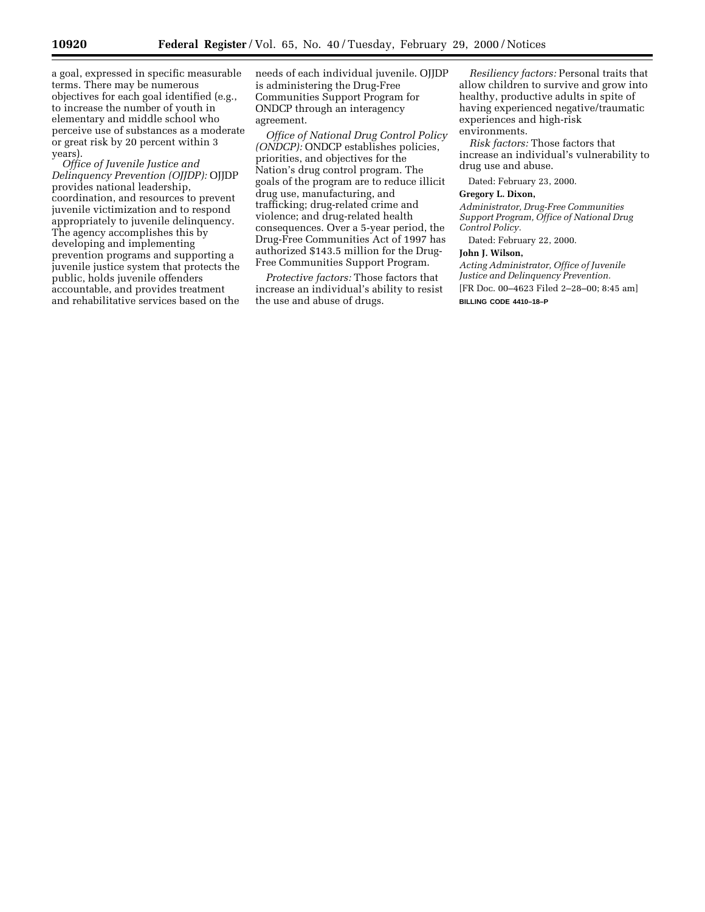a goal, expressed in specific measurable terms. There may be numerous objectives for each goal identified (e.g., to increase the number of youth in elementary and middle school who perceive use of substances as a moderate or great risk by 20 percent within 3 years).

*Office of Juvenile Justice and Delinquency Prevention (OJJDP):* OJJDP provides national leadership, coordination, and resources to prevent juvenile victimization and to respond appropriately to juvenile delinquency. The agency accomplishes this by developing and implementing prevention programs and supporting a juvenile justice system that protects the public, holds juvenile offenders accountable, and provides treatment and rehabilitative services based on the needs of each individual juvenile. OJJDP is administering the Drug-Free Communities Support Program for ONDCP through an interagency agreement.

*Office of National Drug Control Policy (ONDCP):* ONDCP establishes policies, priorities, and objectives for the Nation's drug control program. The goals of the program are to reduce illicit drug use, manufacturing, and trafficking; drug-related crime and violence; and drug-related health consequences. Over a 5-year period, the Drug-Free Communities Act of 1997 has authorized $143.5 million for the Drug-Free Communities Support Program.

*Protective factors:* Those factors that increase an individual's ability to resist the use and abuse of drugs.

*Resiliency factors:* Personal traits that allow children to survive and grow into healthy, productive adults in spite of having experienced negative/traumatic experiences and high-risk environments.

*Risk factors:* Those factors that increase an individual's vulnerability to drug use and abuse.

Dated: February 23, 2000.

**Gregory L. Dixon,**

*Administrator, Drug-Free Communities Support Program, Office of National Drug Control Policy.*

Dated: February 22, 2000.

**John J. Wilson,**

*Acting Administrator, Office of Juvenile Justice and Delinquency Prevention.*

[FR Doc. 00–4623 Filed 2–28–00; 8:45 am]

**BILLING CODE 4410–18–P**